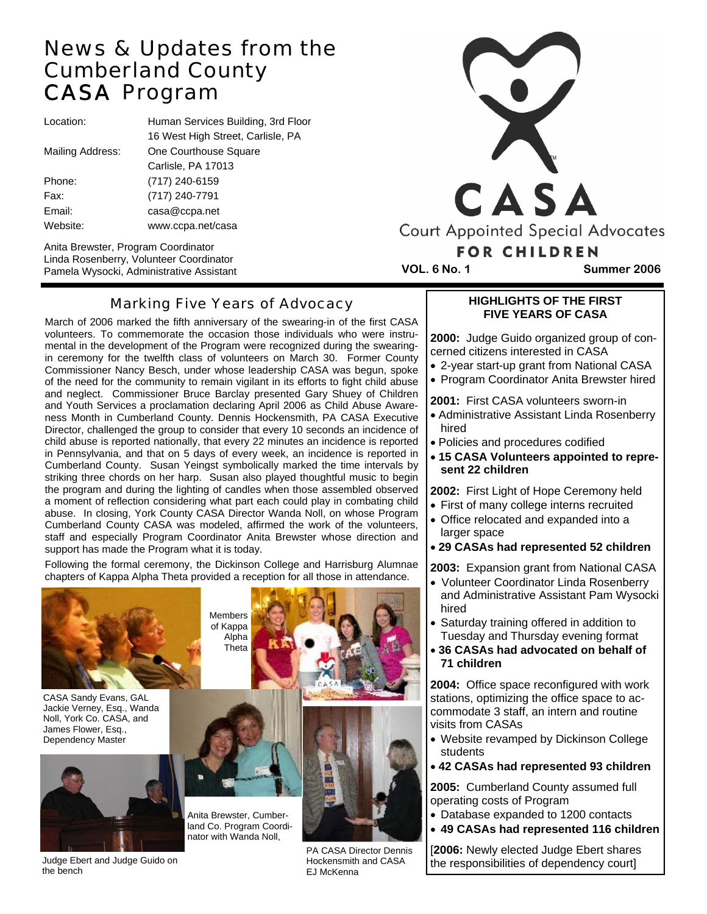# News & Updates from the Cumberland County CASA Program

| | |
|---|---|
| Location: | Human Services Building, 3rd Floor |
| | 16 West High Street, Carlisle, PA |
| Mailing Address: | One Courthouse Square |
| | Carlisle, PA 17013 |
| Phone: | (717) 240-6159 |
| Fax: | (717) 240-7791 |
| Email: | casa@ccpa.net |
| Website: | www.ccpa.net/casa |

Anita Brewster, Program Coordinator
Linda Rosenberry, Volunteer Coordinator
Pamela Wysocki, Administrative Assistant

CASA
Court Appointed Special Advocates
FOR CHILDREN

**VOL. 6 No. 1** **Summer 2006**

## Marking Five Years of Advocacy

March of 2006 marked the fifth anniversary of the swearing-in of the first CASA volunteers. To commemorate the occasion those individuals who were instrumental in the development of the Program were recognized during the swearing-in ceremony for the twelfth class of volunteers on March 30. Former County Commissioner Nancy Besch, under whose leadership CASA was begun, spoke of the need for the community to remain vigilant in its efforts to fight child abuse and neglect. Commissioner Bruce Barclay presented Gary Shuey of Children and Youth Services a proclamation declaring April 2006 as Child Abuse Awareness Month in Cumberland County. Dennis Hockensmith, PA CASA Executive Director, challenged the group to consider that every 10 seconds an incidence of child abuse is reported nationally, that every 22 minutes an incidence is reported in Pennsylvania, and that on 5 days of every week, an incidence is reported in Cumberland County. Susan Yeingst symbolically marked the time intervals by striking three chords on her harp. Susan also played thoughtful music to begin the program and during the lighting of candles when those assembled observed a moment of reflection considering what part each could play in combating child abuse. In closing, York County CASA Director Wanda Noll, on whose Program Cumberland County CASA was modeled, affirmed the work of the volunteers, staff and especially Program Coordinator Anita Brewster whose direction and support has made the Program what it is today.

Following the formal ceremony, the Dickinson College and Harrisburg Alumnae chapters of Kappa Alpha Theta provided a reception for all those in attendance.

CASA Sandy Evans, GAL Jackie Verney, Esq., Wanda Noll, York Co. CASA, and James Flower, Esq., Dependency Master

Members of Kappa Alpha Theta

Judge Ebert and Judge Guido on the bench

Anita Brewster, Cumberland Co. Program Coordinator with Wanda Noll,

PA CASA Director Dennis Hockensmith and CASA EJ McKenna

### HIGHLIGHTS OF THE FIRST FIVE YEARS OF CASA

**2000:** Judge Guido organized group of concerned citizens interested in CASA

- 2-year start-up grant from National CASA
- Program Coordinator Anita Brewster hired

**2001:** First CASA volunteers sworn-in

- Administrative Assistant Linda Rosenberry hired
- Policies and procedures codified
- **15 CASA Volunteers appointed to represent 22 children**

**2002:** First Light of Hope Ceremony held

- First of many college interns recruited
- Office relocated and expanded into a larger space
- **29 CASAs had represented 52 children**

**2003:** Expansion grant from National CASA

- Volunteer Coordinator Linda Rosenberry and Administrative Assistant Pam Wysocki hired
- Saturday training offered in addition to Tuesday and Thursday evening format
- **36 CASAs had advocated on behalf of 71 children**

**2004:** Office space reconfigured with work stations, optimizing the office space to accommodate 3 staff, an intern and routine visits from CASAs

- Website revamped by Dickinson College students
- **42 CASAs had represented 93 children**

**2005:** Cumberland County assumed full operating costs of Program

- Database expanded to 1200 contacts
- **49 CASAs had represented 116 children**

[**2006:** Newly elected Judge Ebert shares the responsibilities of dependency court]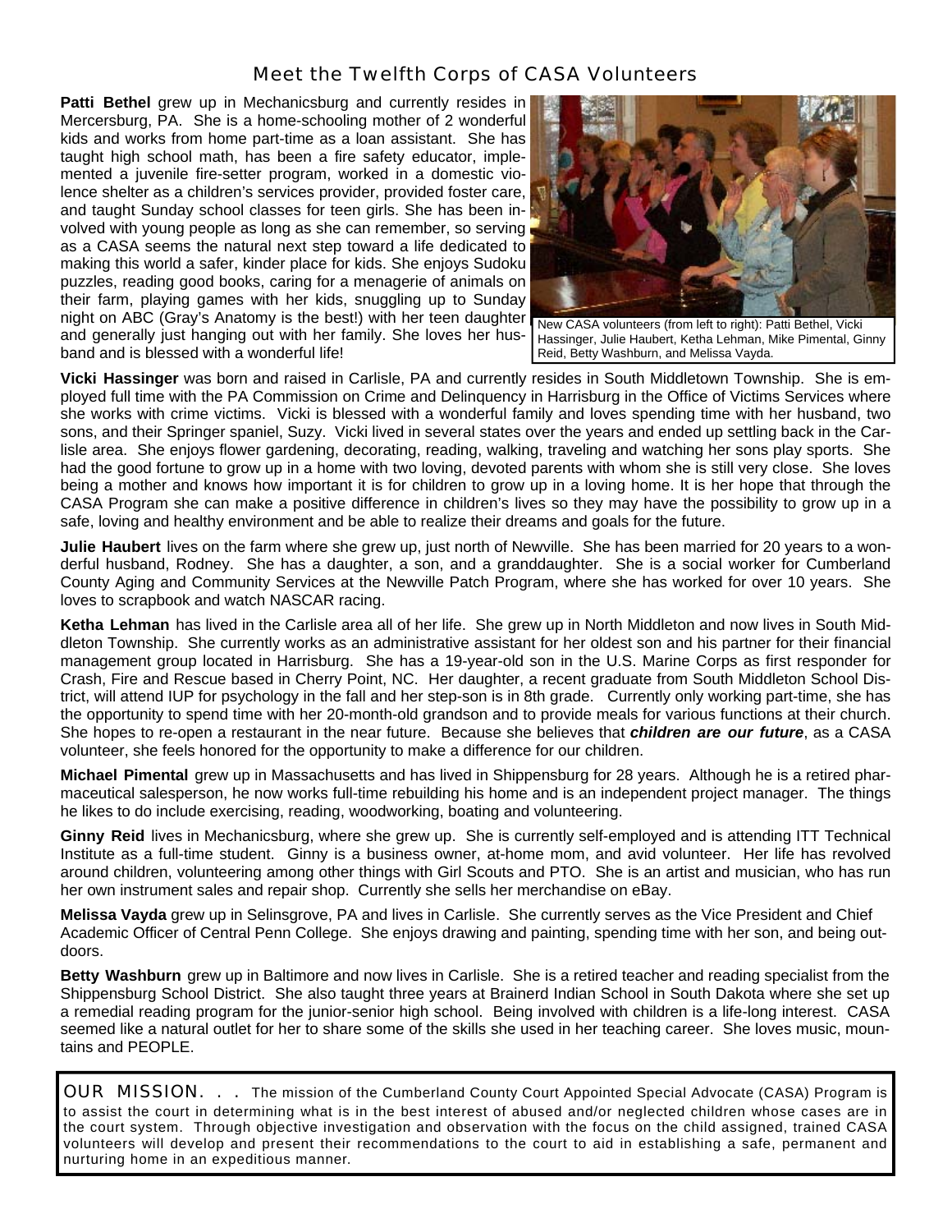## Meet the Twelfth Corps of CASA Volunteers

**Patti Bethel** grew up in Mechanicsburg and currently resides in Mercersburg, PA. She is a home-schooling mother of 2 wonderful kids and works from home part-time as a loan assistant. She has taught high school math, has been a fire safety educator, implemented a juvenile fire-setter program, worked in a domestic violence shelter as a children's services provider, provided foster care, and taught Sunday school classes for teen girls. She has been involved with young people as long as she can remember, so serving as a CASA seems the natural next step toward a life dedicated to making this world a safer, kinder place for kids. She enjoys Sudoku puzzles, reading good books, caring for a menagerie of animals on their farm, playing games with her kids, snuggling up to Sunday night on ABC (Gray's Anatomy is the best!) with her teen daughter and generally just hanging out with her family. She loves her husband and is blessed with a wonderful life!

New CASA volunteers (from left to right): Patti Bethel, Vicki Hassinger, Julie Haubert, Ketha Lehman, Mike Pimental, Ginny Reid, Betty Washburn, and Melissa Vayda.

**Vicki Hassinger** was born and raised in Carlisle, PA and currently resides in South Middletown Township. She is employed full time with the PA Commission on Crime and Delinquency in Harrisburg in the Office of Victims Services where she works with crime victims. Vicki is blessed with a wonderful family and loves spending time with her husband, two sons, and their Springer spaniel, Suzy. Vicki lived in several states over the years and ended up settling back in the Carlisle area. She enjoys flower gardening, decorating, reading, walking, traveling and watching her sons play sports. She had the good fortune to grow up in a home with two loving, devoted parents with whom she is still very close. She loves being a mother and knows how important it is for children to grow up in a loving home. It is her hope that through the CASA Program she can make a positive difference in children's lives so they may have the possibility to grow up in a safe, loving and healthy environment and be able to realize their dreams and goals for the future.

**Julie Haubert** lives on the farm where she grew up, just north of Newville. She has been married for 20 years to a wonderful husband, Rodney. She has a daughter, a son, and a granddaughter. She is a social worker for Cumberland County Aging and Community Services at the Newville Patch Program, where she has worked for over 10 years. She loves to scrapbook and watch NASCAR racing.

**Ketha Lehman** has lived in the Carlisle area all of her life. She grew up in North Middleton and now lives in South Middleton Township. She currently works as an administrative assistant for her oldest son and his partner for their financial management group located in Harrisburg. She has a 19-year-old son in the U.S. Marine Corps as first responder for Crash, Fire and Rescue based in Cherry Point, NC. Her daughter, a recent graduate from South Middleton School District, will attend IUP for psychology in the fall and her step-son is in 8th grade. Currently only working part-time, she has the opportunity to spend time with her 20-month-old grandson and to provide meals for various functions at their church. She hopes to re-open a restaurant in the near future. Because she believes that ***children are our future***, as a CASA volunteer, she feels honored for the opportunity to make a difference for our children.

**Michael Pimental** grew up in Massachusetts and has lived in Shippensburg for 28 years. Although he is a retired pharmaceutical salesperson, he now works full-time rebuilding his home and is an independent project manager. The things he likes to do include exercising, reading, woodworking, boating and volunteering.

**Ginny Reid** lives in Mechanicsburg, where she grew up. She is currently self-employed and is attending ITT Technical Institute as a full-time student. Ginny is a business owner, at-home mom, and avid volunteer. Her life has revolved around children, volunteering among other things with Girl Scouts and PTO. She is an artist and musician, who has run her own instrument sales and repair shop. Currently she sells her merchandise on eBay.

**Melissa Vayda** grew up in Selinsgrove, PA and lives in Carlisle. She currently serves as the Vice President and Chief Academic Officer of Central Penn College. She enjoys drawing and painting, spending time with her son, and being outdoors.

**Betty Washburn** grew up in Baltimore and now lives in Carlisle. She is a retired teacher and reading specialist from the Shippensburg School District. She also taught three years at Brainerd Indian School in South Dakota where she set up a remedial reading program for the junior-senior high school. Being involved with children is a life-long interest. CASA seemed like a natural outlet for her to share some of the skills she used in her teaching career. She loves music, mountains and PEOPLE.

OUR MISSION. . . The mission of the Cumberland County Court Appointed Special Advocate (CASA) Program is to assist the court in determining what is in the best interest of abused and/or neglected children whose cases are in the court system. Through objective investigation and observation with the focus on the child assigned, trained CASA volunteers will develop and present their recommendations to the court to aid in establishing a safe, permanent and nurturing home in an expeditious manner.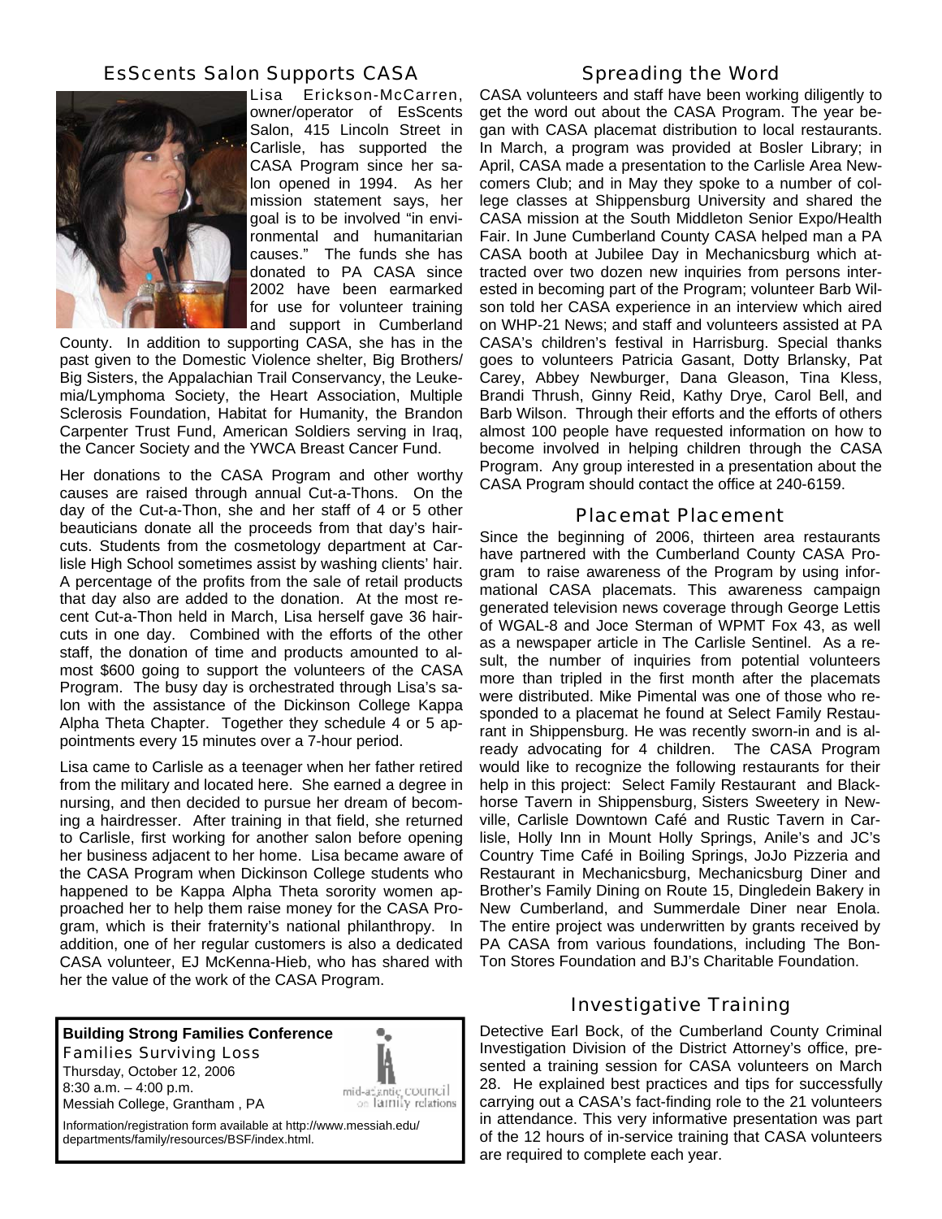## EsScents Salon Supports CASA

Lisa Erickson-McCarren, owner/operator of EsScents Salon, 415 Lincoln Street in Carlisle, has supported the CASA Program since her salon opened in 1994. As her mission statement says, her goal is to be involved "in environmental and humanitarian causes." The funds she has donated to PA CASA since 2002 have been earmarked for use for volunteer training and support in Cumberland County. In addition to supporting CASA, she has in the past given to the Domestic Violence shelter, Big Brothers/ Big Sisters, the Appalachian Trail Conservancy, the Leukemia/Lymphoma Society, the Heart Association, Multiple Sclerosis Foundation, Habitat for Humanity, the Brandon Carpenter Trust Fund, American Soldiers serving in Iraq, the Cancer Society and the YWCA Breast Cancer Fund.

Her donations to the CASA Program and other worthy causes are raised through annual Cut-a-Thons. On the day of the Cut-a-Thon, she and her staff of 4 or 5 other beauticians donate all the proceeds from that day's haircuts. Students from the cosmetology department at Carlisle High School sometimes assist by washing clients' hair. A percentage of the profits from the sale of retail products that day also are added to the donation. At the most recent Cut-a-Thon held in March, Lisa herself gave 36 haircuts in one day. Combined with the efforts of the other staff, the donation of time and products amounted to almost $600 going to support the volunteers of the CASA Program. The busy day is orchestrated through Lisa's salon with the assistance of the Dickinson College Kappa Alpha Theta Chapter. Together they schedule 4 or 5 appointments every 15 minutes over a 7-hour period.

Lisa came to Carlisle as a teenager when her father retired from the military and located here. She earned a degree in nursing, and then decided to pursue her dream of becoming a hairdresser. After training in that field, she returned to Carlisle, first working for another salon before opening her business adjacent to her home. Lisa became aware of the CASA Program when Dickinson College students who happened to be Kappa Alpha Theta sorority women approached her to help them raise money for the CASA Program, which is their fraternity's national philanthropy. In addition, one of her regular customers is also a dedicated CASA volunteer, EJ McKenna-Hieb, who has shared with her the value of the work of the CASA Program.

**Building Strong Families Conference**
Families Surviving Loss
Thursday, October 12, 2006
8:30 a.m. – 4:00 p.m.
Messiah College, Grantham , PA

mid-atlantic council on family relations

Information/registration form available at http://www.messiah.edu/departments/family/resources/BSF/index.html.

## Spreading the Word

CASA volunteers and staff have been working diligently to get the word out about the CASA Program. The year began with CASA placemat distribution to local restaurants. In March, a program was provided at Bosler Library; in April, CASA made a presentation to the Carlisle Area Newcomers Club; and in May they spoke to a number of college classes at Shippensburg University and shared the CASA mission at the South Middleton Senior Expo/Health Fair. In June Cumberland County CASA helped man a PA CASA booth at Jubilee Day in Mechanicsburg which attracted over two dozen new inquiries from persons interested in becoming part of the Program; volunteer Barb Wilson told her CASA experience in an interview which aired on WHP-21 News; and staff and volunteers assisted at PA CASA's children's festival in Harrisburg. Special thanks goes to volunteers Patricia Gasant, Dotty Brlansky, Pat Carey, Abbey Newburger, Dana Gleason, Tina Kless, Brandi Thrush, Ginny Reid, Kathy Drye, Carol Bell, and Barb Wilson. Through their efforts and the efforts of others almost 100 people have requested information on how to become involved in helping children through the CASA Program. Any group interested in a presentation about the CASA Program should contact the office at 240-6159.

## Placemat Placement

Since the beginning of 2006, thirteen area restaurants have partnered with the Cumberland County CASA Program to raise awareness of the Program by using informational CASA placemats. This awareness campaign generated television news coverage through George Lettis of WGAL-8 and Joce Sterman of WPMT Fox 43, as well as a newspaper article in The Carlisle Sentinel. As a result, the number of inquiries from potential volunteers more than tripled in the first month after the placemats were distributed. Mike Pimental was one of those who responded to a placemat he found at Select Family Restaurant in Shippensburg. He was recently sworn-in and is already advocating for 4 children. The CASA Program would like to recognize the following restaurants for their help in this project: Select Family Restaurant and Blackhorse Tavern in Shippensburg, Sisters Sweetery in Newville, Carlisle Downtown Café and Rustic Tavern in Carlisle, Holly Inn in Mount Holly Springs, Anile's and JC's Country Time Café in Boiling Springs, JoJo Pizzeria and Restaurant in Mechanicsburg, Mechanicsburg Diner and Brother's Family Dining on Route 15, Dingledein Bakery in New Cumberland, and Summerdale Diner near Enola. The entire project was underwritten by grants received by PA CASA from various foundations, including The Bon-Ton Stores Foundation and BJ's Charitable Foundation.

## Investigative Training

Detective Earl Bock, of the Cumberland County Criminal Investigation Division of the District Attorney's office, presented a training session for CASA volunteers on March 28. He explained best practices and tips for successfully carrying out a CASA's fact-finding role to the 21 volunteers in attendance. This very informative presentation was part of the 12 hours of in-service training that CASA volunteers are required to complete each year.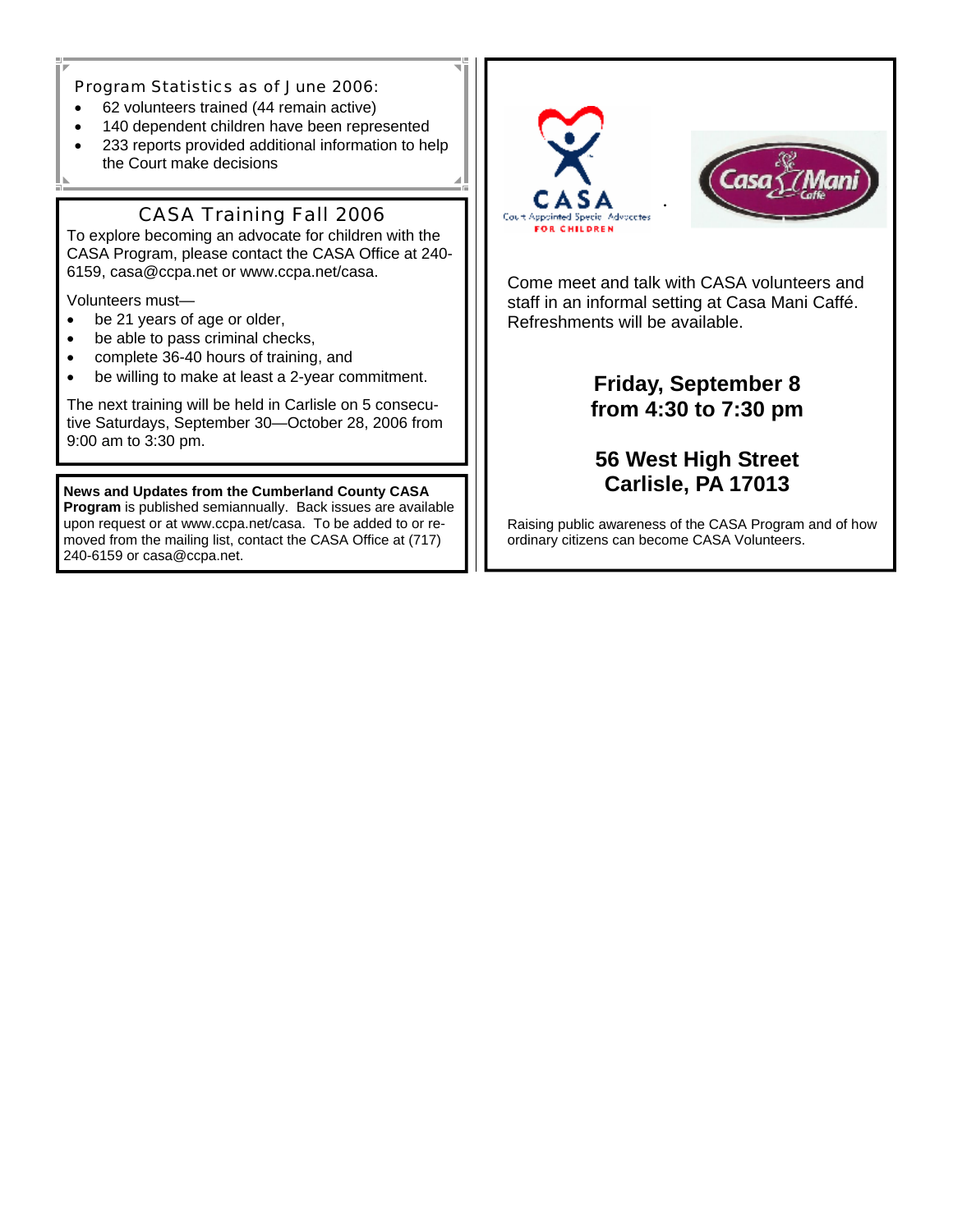Program Statistics as of June 2006:

- 62 volunteers trained (44 remain active)
- 140 dependent children have been represented
- 233 reports provided additional information to help the Court make decisions

## CASA Training Fall 2006

To explore becoming an advocate for children with the CASA Program, please contact the CASA Office at 240-6159, casa@ccpa.net or www.ccpa.net/casa.

Volunteers must—

- be 21 years of age or older,
- be able to pass criminal checks,
- complete 36-40 hours of training, and
- be willing to make at least a 2-year commitment.

The next training will be held in Carlisle on 5 consecutive Saturdays, September 30—October 28, 2006 from 9:00 am to 3:30 pm.

**News and Updates from the Cumberland County CASA Program** is published semiannually. Back issues are available upon request or at www.ccpa.net/casa. To be added to or removed from the mailing list, contact the CASA Office at (717) 240-6159 or casa@ccpa.net.

CASA
Court Appointed Special Advocates
FOR CHILDREN

Casa Mani Caffe

Come meet and talk with CASA volunteers and staff in an informal setting at Casa Mani Caffé. Refreshments will be available.

**Friday, September 8**
**from 4:30 to 7:30 pm**

**56 West High Street**
**Carlisle, PA 17013**

Raising public awareness of the CASA Program and of how ordinary citizens can become CASA Volunteers.